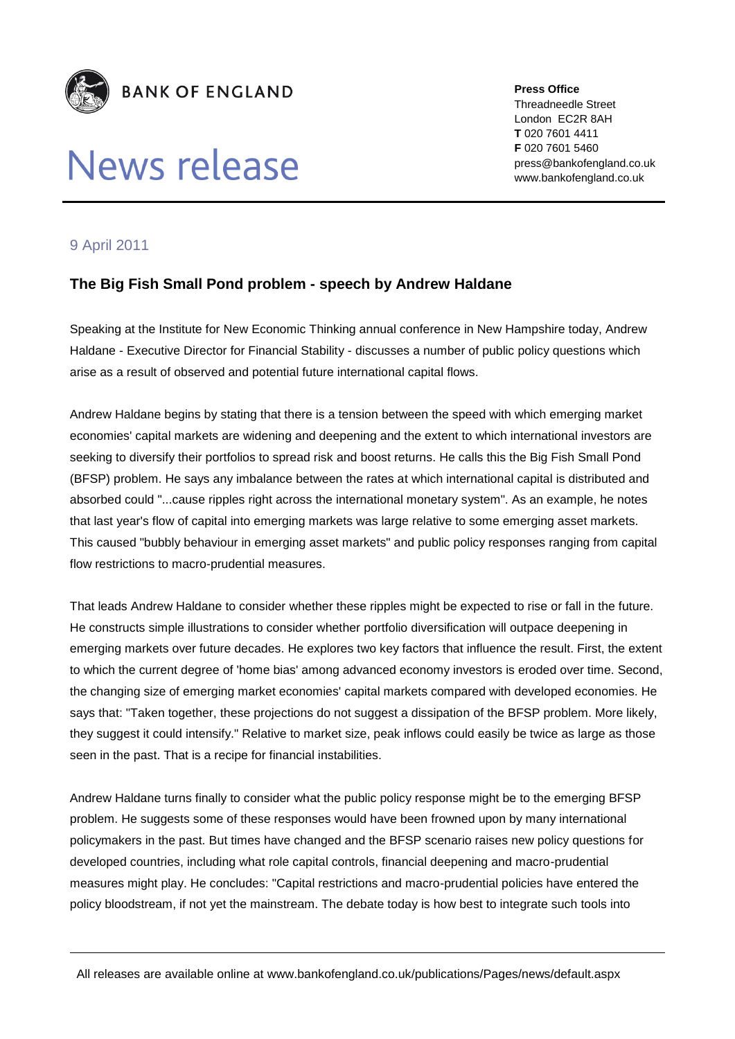**BANK OF ENGLAND**

# News release

**Press Office**
Threadneedle Street
London EC2R 8AH
**T** 020 7601 4411
**F** 020 7601 5460
press@bankofengland.co.uk
www.bankofengland.co.uk

9 April 2011

## The Big Fish Small Pond problem - speech by Andrew Haldane

Speaking at the Institute for New Economic Thinking annual conference in New Hampshire today, Andrew Haldane - Executive Director for Financial Stability - discusses a number of public policy questions which arise as a result of observed and potential future international capital flows.

Andrew Haldane begins by stating that there is a tension between the speed with which emerging market economies' capital markets are widening and deepening and the extent to which international investors are seeking to diversify their portfolios to spread risk and boost returns. He calls this the Big Fish Small Pond (BFSP) problem. He says any imbalance between the rates at which international capital is distributed and absorbed could "...cause ripples right across the international monetary system". As an example, he notes that last year's flow of capital into emerging markets was large relative to some emerging asset markets. This caused "bubbly behaviour in emerging asset markets" and public policy responses ranging from capital flow restrictions to macro-prudential measures.

That leads Andrew Haldane to consider whether these ripples might be expected to rise or fall in the future. He constructs simple illustrations to consider whether portfolio diversification will outpace deepening in emerging markets over future decades. He explores two key factors that influence the result. First, the extent to which the current degree of 'home bias' among advanced economy investors is eroded over time. Second, the changing size of emerging market economies' capital markets compared with developed economies. He says that: "Taken together, these projections do not suggest a dissipation of the BFSP problem. More likely, they suggest it could intensify." Relative to market size, peak inflows could easily be twice as large as those seen in the past. That is a recipe for financial instabilities.

Andrew Haldane turns finally to consider what the public policy response might be to the emerging BFSP problem. He suggests some of these responses would have been frowned upon by many international policymakers in the past. But times have changed and the BFSP scenario raises new policy questions for developed countries, including what role capital controls, financial deepening and macro-prudential measures might play. He concludes: "Capital restrictions and macro-prudential policies have entered the policy bloodstream, if not yet the mainstream. The debate today is how best to integrate such tools into

All releases are available online at www.bankofengland.co.uk/publications/Pages/news/default.aspx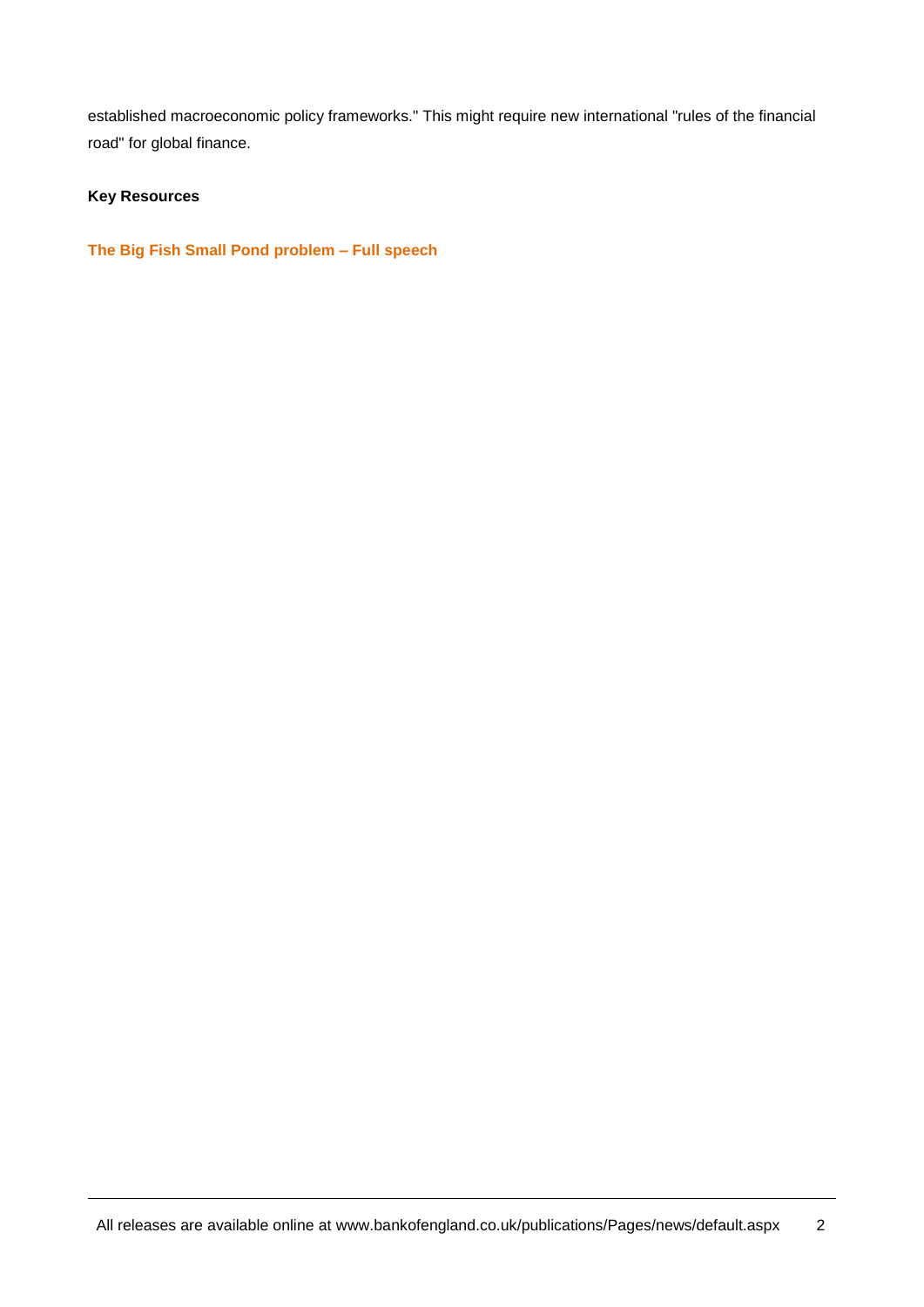established macroeconomic policy frameworks." This might require new international "rules of the financial road" for global finance.

**Key Resources**

**The Big Fish Small Pond problem – Full speech**